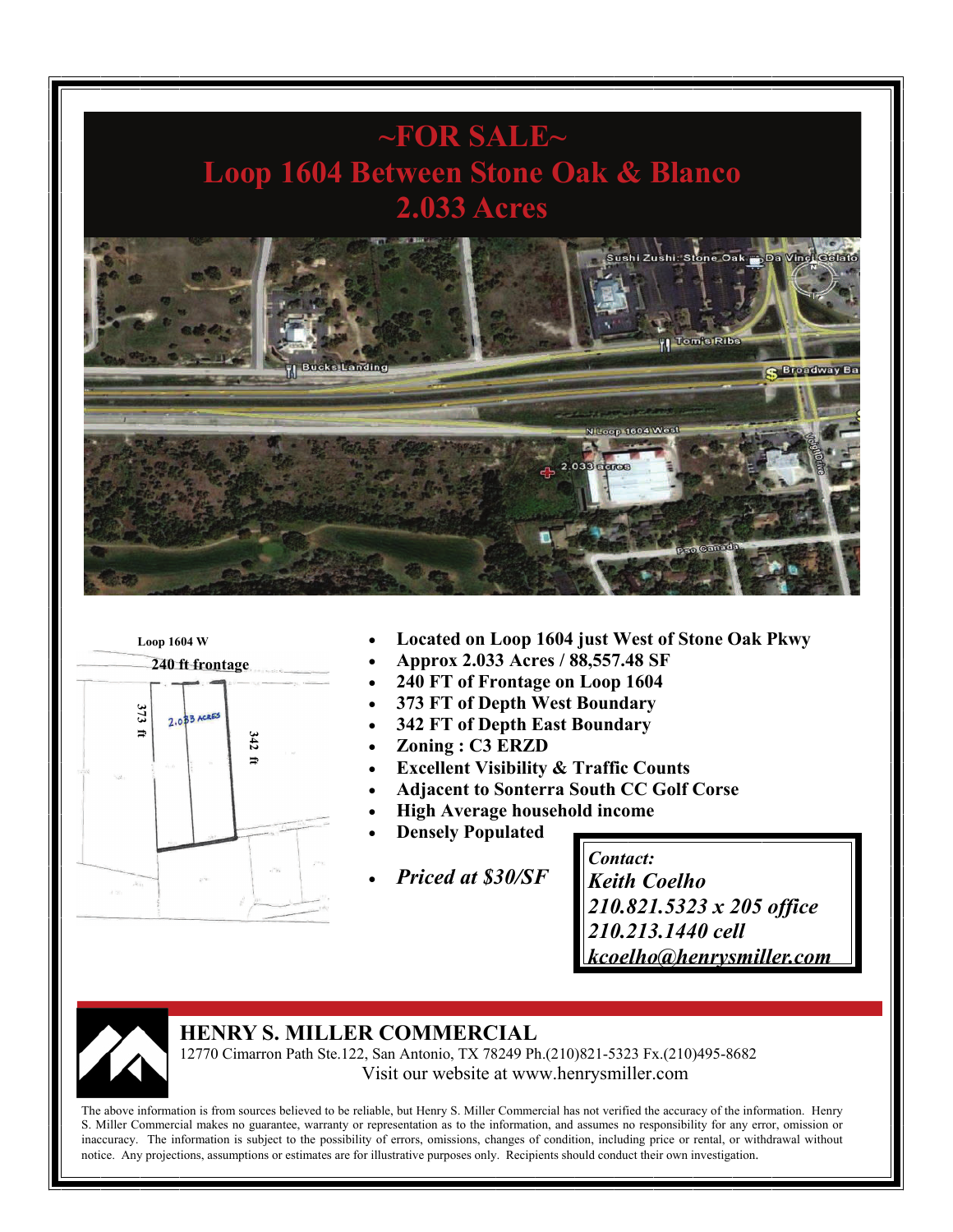# ~FOR SALE~

# Loop 1604 Between Stone Oak & Blanco

# 2.033 Acres

Loop 1604 W

240 ft frontage

373 ft

2.033 ACRES

342 ft

- **Located on Loop 1604 just West of Stone Oak Pkwy**
- **Approx 2.033 Acres / 88,557.48 SF**
- **240 FT of Frontage on Loop 1604**
- **373 FT of Depth West Boundary**
- **342 FT of Depth East Boundary**
- **Zoning : C3 ERZD**
- **Excellent Visibility & Traffic Counts**
- **Adjacent to Sonterra South CC Golf Corse**
- **High Average household income**
- **Densely Populated**
- ***Priced at $30/SF***

***Contact:***
***Keith Coelho***
***210.821.5323 x 205 office***
***210.213.1440 cell***
***kcoelho@henrysmiller.com***

**HENRY S. MILLER COMMERCIAL**

12770 Cimarron Path Ste.122, San Antonio, TX 78249 Ph.(210)821-5323 Fx.(210)495-8682

Visit our website at www.henrysmiller.com

The above information is from sources believed to be reliable, but Henry S. Miller Commercial has not verified the accuracy of the information. Henry S. Miller Commercial makes no guarantee, warranty or representation as to the information, and assumes no responsibility for any error, omission or inaccuracy. The information is subject to the possibility of errors, omissions, changes of condition, including price or rental, or withdrawal without notice. Any projections, assumptions or estimates are for illustrative purposes only. Recipients should conduct their own investigation.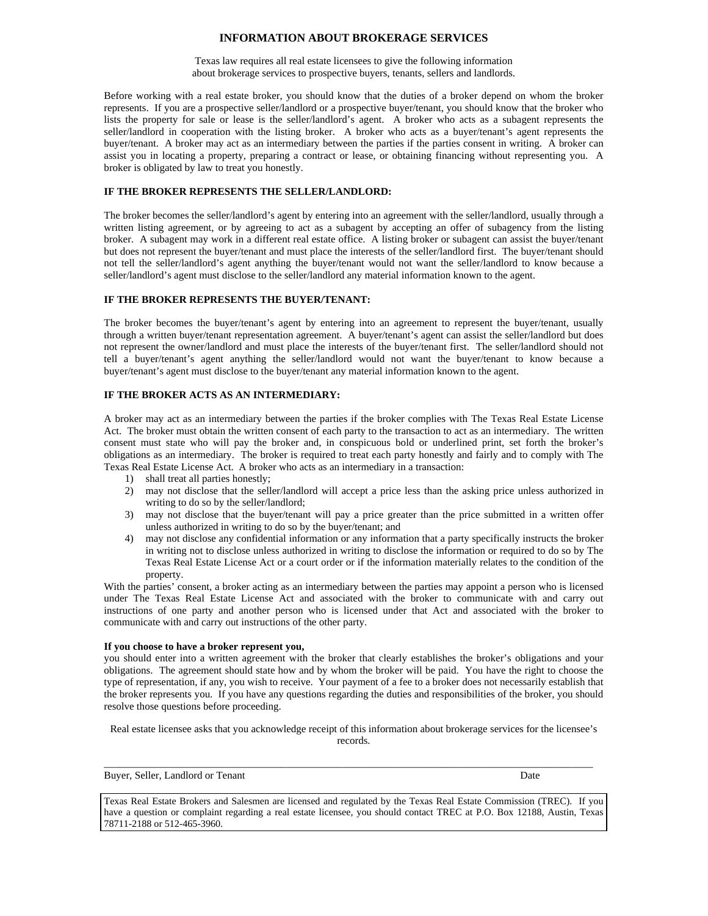# INFORMATION ABOUT BROKERAGE SERVICES

Texas law requires all real estate licensees to give the following information about brokerage services to prospective buyers, tenants, sellers and landlords.

Before working with a real estate broker, you should know that the duties of a broker depend on whom the broker represents. If you are a prospective seller/landlord or a prospective buyer/tenant, you should know that the broker who lists the property for sale or lease is the seller/landlord's agent. A broker who acts as a subagent represents the seller/landlord in cooperation with the listing broker. A broker who acts as a buyer/tenant's agent represents the buyer/tenant. A broker may act as an intermediary between the parties if the parties consent in writing. A broker can assist you in locating a property, preparing a contract or lease, or obtaining financing without representing you. A broker is obligated by law to treat you honestly.

**IF THE BROKER REPRESENTS THE SELLER/LANDLORD:**

The broker becomes the seller/landlord's agent by entering into an agreement with the seller/landlord, usually through a written listing agreement, or by agreeing to act as a subagent by accepting an offer of subagency from the listing broker. A subagent may work in a different real estate office. A listing broker or subagent can assist the buyer/tenant but does not represent the buyer/tenant and must place the interests of the seller/landlord first. The buyer/tenant should not tell the seller/landlord's agent anything the buyer/tenant would not want the seller/landlord to know because a seller/landlord's agent must disclose to the seller/landlord any material information known to the agent.

**IF THE BROKER REPRESENTS THE BUYER/TENANT:**

The broker becomes the buyer/tenant's agent by entering into an agreement to represent the buyer/tenant, usually through a written buyer/tenant representation agreement. A buyer/tenant's agent can assist the seller/landlord but does not represent the owner/landlord and must place the interests of the buyer/tenant first. The seller/landlord should not tell a buyer/tenant's agent anything the seller/landlord would not want the buyer/tenant to know because a buyer/tenant's agent must disclose to the buyer/tenant any material information known to the agent.

**IF THE BROKER ACTS AS AN INTERMEDIARY:**

A broker may act as an intermediary between the parties if the broker complies with The Texas Real Estate License Act. The broker must obtain the written consent of each party to the transaction to act as an intermediary. The written consent must state who will pay the broker and, in conspicuous bold or underlined print, set forth the broker's obligations as an intermediary. The broker is required to treat each party honestly and fairly and to comply with The Texas Real Estate License Act. A broker who acts as an intermediary in a transaction:

1) shall treat all parties honestly;
2) may not disclose that the seller/landlord will accept a price less than the asking price unless authorized in writing to do so by the seller/landlord;
3) may not disclose that the buyer/tenant will pay a price greater than the price submitted in a written offer unless authorized in writing to do so by the buyer/tenant; and
4) may not disclose any confidential information or any information that a party specifically instructs the broker in writing not to disclose unless authorized in writing to disclose the information or required to do so by The Texas Real Estate License Act or a court order or if the information materially relates to the condition of the property.

With the parties' consent, a broker acting as an intermediary between the parties may appoint a person who is licensed under The Texas Real Estate License Act and associated with the broker to communicate with and carry out instructions of one party and another person who is licensed under that Act and associated with the broker to communicate with and carry out instructions of the other party.

**If you choose to have a broker represent you,**
you should enter into a written agreement with the broker that clearly establishes the broker's obligations and your obligations. The agreement should state how and by whom the broker will be paid. You have the right to choose the type of representation, if any, you wish to receive. Your payment of a fee to a broker does not necessarily establish that the broker represents you. If you have any questions regarding the duties and responsibilities of the broker, you should resolve those questions before proceeding.

Real estate licensee asks that you acknowledge receipt of this information about brokerage services for the licensee's records.

_______________________________________________________________________________

Buyer, Seller, Landlord or Tenant Date

Texas Real Estate Brokers and Salesmen are licensed and regulated by the Texas Real Estate Commission (TREC). If you have a question or complaint regarding a real estate licensee, you should contact TREC at P.O. Box 12188, Austin, Texas 78711-2188 or 512-465-3960.